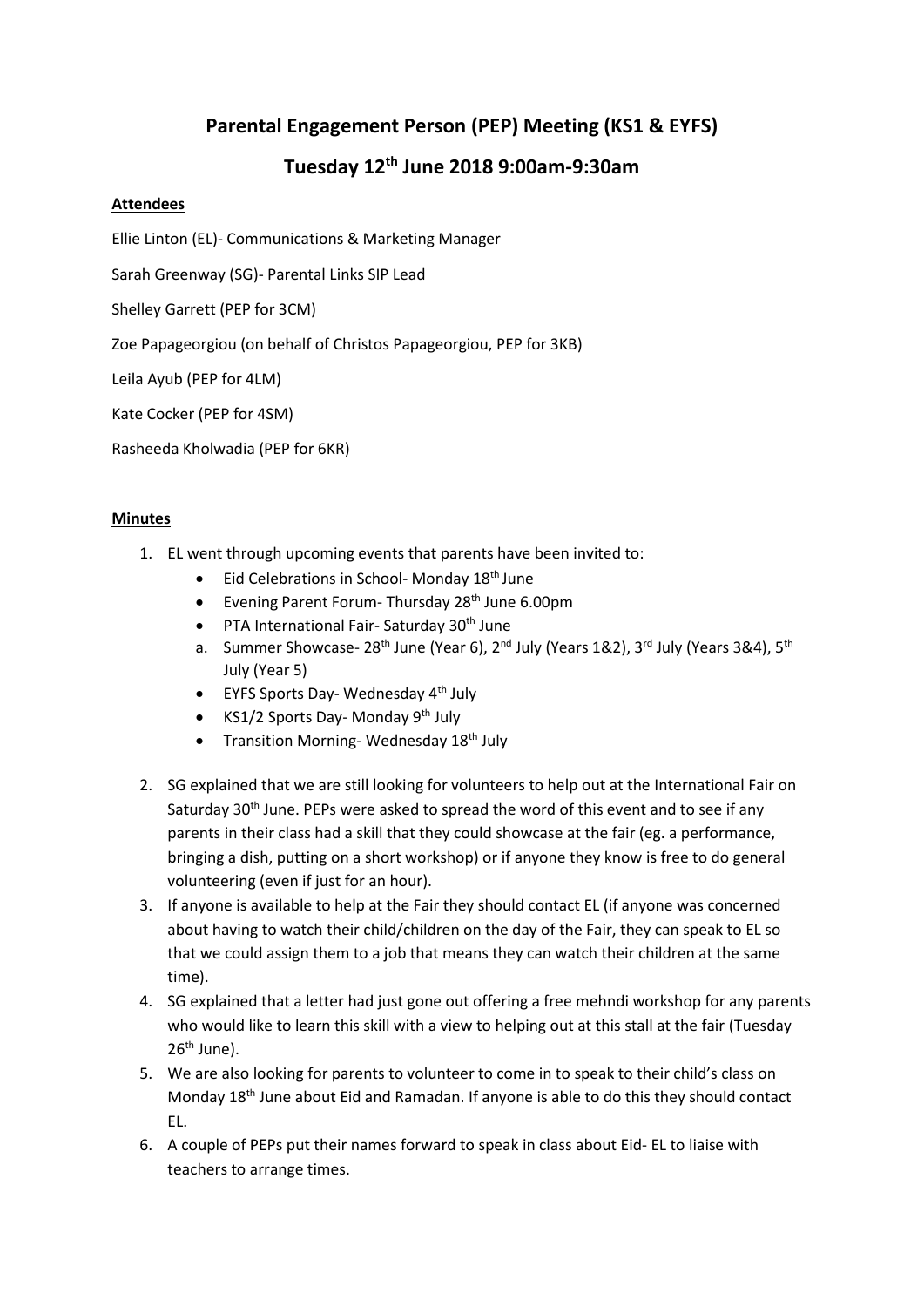# Parental Engagement Person (PEP) Meeting (KS1 & EYFS)

## Tuesday 12th June 2018 9:00am-9:30am

**Attendees**

Ellie Linton (EL)- Communications & Marketing Manager

Sarah Greenway (SG)- Parental Links SIP Lead

Shelley Garrett (PEP for 3CM)

Zoe Papageorgiou (on behalf of Christos Papageorgiou, PEP for 3KB)

Leila Ayub (PEP for 4LM)

Kate Cocker (PEP for 4SM)

Rasheeda Kholwadia (PEP for 6KR)

**Minutes**

1. EL went through upcoming events that parents have been invited to:
   - Eid Celebrations in School- Monday 18th June
   - Evening Parent Forum- Thursday 28th June 6.00pm
   - PTA International Fair- Saturday 30th June
   a. Summer Showcase- 28th June (Year 6), 2nd July (Years 1&2), 3rd July (Years 3&4), 5th July (Year 5)
   - EYFS Sports Day- Wednesday 4th July
   - KS1/2 Sports Day- Monday 9th July
   - Transition Morning- Wednesday 18th July

2. SG explained that we are still looking for volunteers to help out at the International Fair on Saturday 30th June. PEPs were asked to spread the word of this event and to see if any parents in their class had a skill that they could showcase at the fair (eg. a performance, bringing a dish, putting on a short workshop) or if anyone they know is free to do general volunteering (even if just for an hour).
3. If anyone is available to help at the Fair they should contact EL (if anyone was concerned about having to watch their child/children on the day of the Fair, they can speak to EL so that we could assign them to a job that means they can watch their children at the same time).
4. SG explained that a letter had just gone out offering a free mehndi workshop for any parents who would like to learn this skill with a view to helping out at this stall at the fair (Tuesday 26th June).
5. We are also looking for parents to volunteer to come in to speak to their child's class on Monday 18th June about Eid and Ramadan. If anyone is able to do this they should contact EL.
6. A couple of PEPs put their names forward to speak in class about Eid- EL to liaise with teachers to arrange times.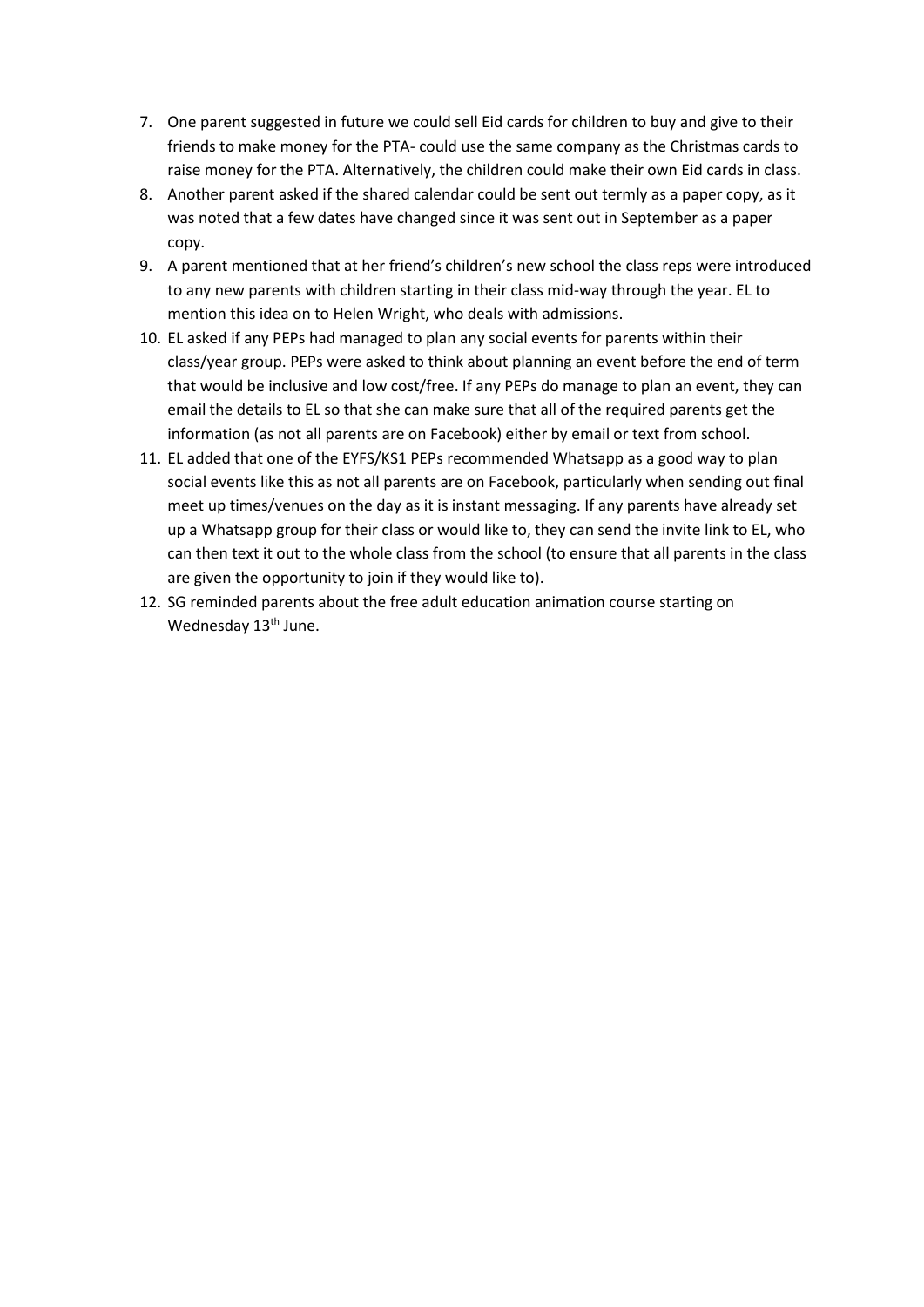7. One parent suggested in future we could sell Eid cards for children to buy and give to their friends to make money for the PTA- could use the same company as the Christmas cards to raise money for the PTA. Alternatively, the children could make their own Eid cards in class.
8. Another parent asked if the shared calendar could be sent out termly as a paper copy, as it was noted that a few dates have changed since it was sent out in September as a paper copy.
9. A parent mentioned that at her friend's children's new school the class reps were introduced to any new parents with children starting in their class mid-way through the year. EL to mention this idea on to Helen Wright, who deals with admissions.
10. EL asked if any PEPs had managed to plan any social events for parents within their class/year group. PEPs were asked to think about planning an event before the end of term that would be inclusive and low cost/free. If any PEPs do manage to plan an event, they can email the details to EL so that she can make sure that all of the required parents get the information (as not all parents are on Facebook) either by email or text from school.
11. EL added that one of the EYFS/KS1 PEPs recommended Whatsapp as a good way to plan social events like this as not all parents are on Facebook, particularly when sending out final meet up times/venues on the day as it is instant messaging. If any parents have already set up a Whatsapp group for their class or would like to, they can send the invite link to EL, who can then text it out to the whole class from the school (to ensure that all parents in the class are given the opportunity to join if they would like to).
12. SG reminded parents about the free adult education animation course starting on Wednesday 13th June.